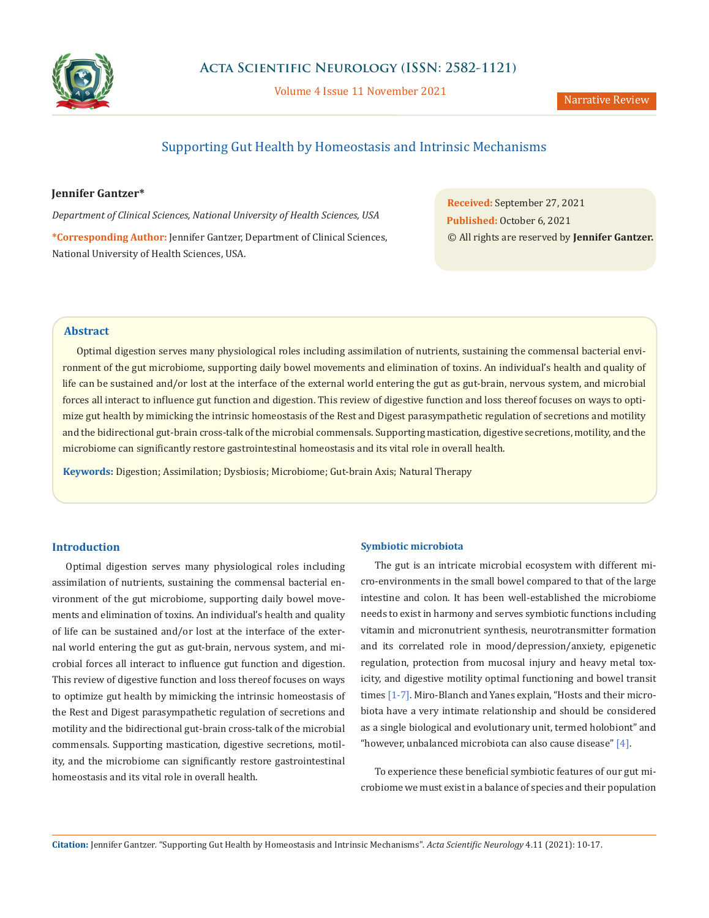Narrative Review

# Supporting Gut Health by Homeostasis and Intrinsic Mechanisms

**Jennifer Gantzer***

*Department of Clinical Sciences, National University of Health Sciences, USA*

**\*Corresponding Author:** Jennifer Gantzer, Department of Clinical Sciences, National University of Health Sciences, USA.

**Received:** September 27, 2021
**Published:** October 6, 2021
© All rights are reserved by **Jennifer Gantzer.**

## Abstract

Optimal digestion serves many physiological roles including assimilation of nutrients, sustaining the commensal bacterial environment of the gut microbiome, supporting daily bowel movements and elimination of toxins. An individual's health and quality of life can be sustained and/or lost at the interface of the external world entering the gut as gut-brain, nervous system, and microbial forces all interact to influence gut function and digestion. This review of digestive function and loss thereof focuses on ways to optimize gut health by mimicking the intrinsic homeostasis of the Rest and Digest parasympathetic regulation of secretions and motility and the bidirectional gut-brain cross-talk of the microbial commensals. Supporting mastication, digestive secretions, motility, and the microbiome can significantly restore gastrointestinal homeostasis and its vital role in overall health.

**Keywords:** Digestion; Assimilation; Dysbiosis; Microbiome; Gut-brain Axis; Natural Therapy

## Introduction

Optimal digestion serves many physiological roles including assimilation of nutrients, sustaining the commensal bacterial environment of the gut microbiome, supporting daily bowel movements and elimination of toxins. An individual's health and quality of life can be sustained and/or lost at the interface of the external world entering the gut as gut-brain, nervous system, and microbial forces all interact to influence gut function and digestion. This review of digestive function and loss thereof focuses on ways to optimize gut health by mimicking the intrinsic homeostasis of the Rest and Digest parasympathetic regulation of secretions and motility and the bidirectional gut-brain cross-talk of the microbial commensals. Supporting mastication, digestive secretions, motility, and the microbiome can significantly restore gastrointestinal homeostasis and its vital role in overall health.

### Symbiotic microbiota

The gut is an intricate microbial ecosystem with different micro-environments in the small bowel compared to that of the large intestine and colon. It has been well-established the microbiome needs to exist in harmony and serves symbiotic functions including vitamin and micronutrient synthesis, neurotransmitter formation and its correlated role in mood/depression/anxiety, epigenetic regulation, protection from mucosal injury and heavy metal toxicity, and digestive motility optimal functioning and bowel transit times [1-7]. Miro-Blanch and Yanes explain, "Hosts and their microbiota have a very intimate relationship and should be considered as a single biological and evolutionary unit, termed holobiont" and "however, unbalanced microbiota can also cause disease" [4].

To experience these beneficial symbiotic features of our gut microbiome we must exist in a balance of species and their population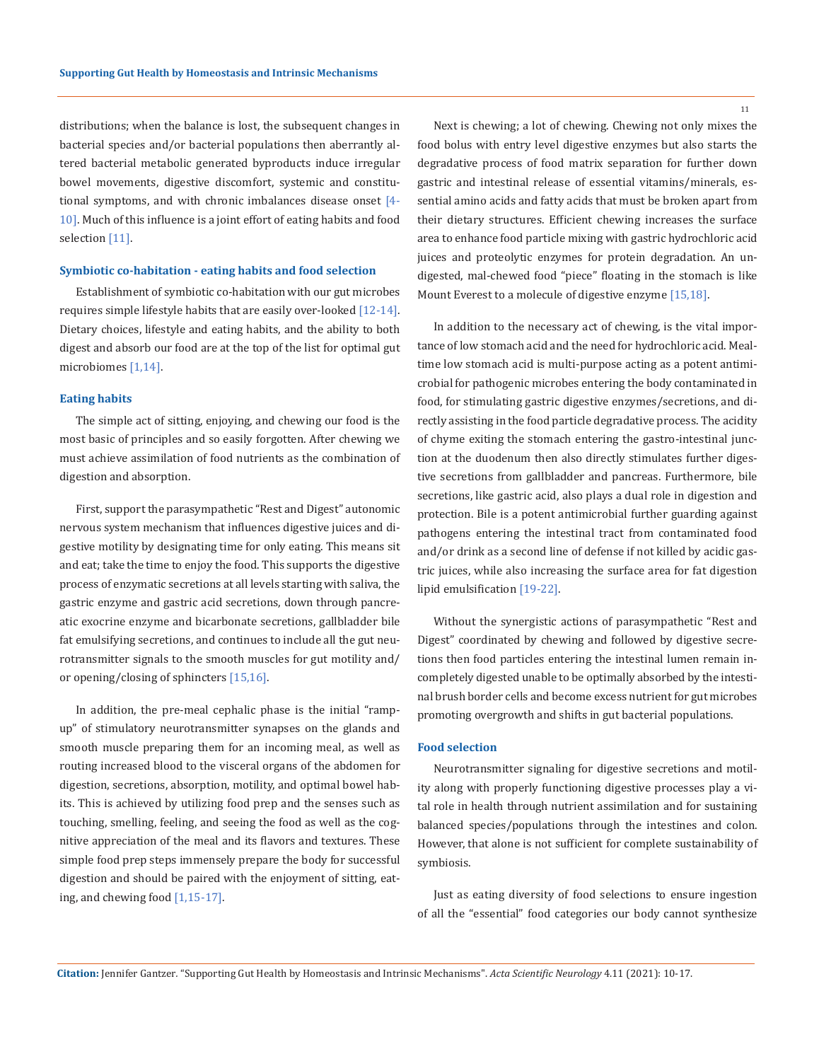distributions; when the balance is lost, the subsequent changes in bacterial species and/or bacterial populations then aberrantly altered bacterial metabolic generated byproducts induce irregular bowel movements, digestive discomfort, systemic and constitutional symptoms, and with chronic imbalances disease onset [4-10]. Much of this influence is a joint effort of eating habits and food selection [11].

### Symbiotic co-habitation - eating habits and food selection

Establishment of symbiotic co-habitation with our gut microbes requires simple lifestyle habits that are easily over-looked [12-14]. Dietary choices, lifestyle and eating habits, and the ability to both digest and absorb our food are at the top of the list for optimal gut microbiomes [1,14].

### Eating habits

The simple act of sitting, enjoying, and chewing our food is the most basic of principles and so easily forgotten. After chewing we must achieve assimilation of food nutrients as the combination of digestion and absorption.

First, support the parasympathetic "Rest and Digest" autonomic nervous system mechanism that influences digestive juices and digestive motility by designating time for only eating. This means sit and eat; take the time to enjoy the food. This supports the digestive process of enzymatic secretions at all levels starting with saliva, the gastric enzyme and gastric acid secretions, down through pancreatic exocrine enzyme and bicarbonate secretions, gallbladder bile fat emulsifying secretions, and continues to include all the gut neurotransmitter signals to the smooth muscles for gut motility and/or opening/closing of sphincters [15,16].

In addition, the pre-meal cephalic phase is the initial "ramp-up" of stimulatory neurotransmitter synapses on the glands and smooth muscle preparing them for an incoming meal, as well as routing increased blood to the visceral organs of the abdomen for digestion, secretions, absorption, motility, and optimal bowel habits. This is achieved by utilizing food prep and the senses such as touching, smelling, feeling, and seeing the food as well as the cognitive appreciation of the meal and its flavors and textures. These simple food prep steps immensely prepare the body for successful digestion and should be paired with the enjoyment of sitting, eating, and chewing food [1,15-17].

Next is chewing; a lot of chewing. Chewing not only mixes the food bolus with entry level digestive enzymes but also starts the degradative process of food matrix separation for further down gastric and intestinal release of essential vitamins/minerals, essential amino acids and fatty acids that must be broken apart from their dietary structures. Efficient chewing increases the surface area to enhance food particle mixing with gastric hydrochloric acid juices and proteolytic enzymes for protein degradation. An undigested, mal-chewed food "piece" floating in the stomach is like Mount Everest to a molecule of digestive enzyme [15,18].

In addition to the necessary act of chewing, is the vital importance of low stomach acid and the need for hydrochloric acid. Mealtime low stomach acid is multi-purpose acting as a potent antimicrobial for pathogenic microbes entering the body contaminated in food, for stimulating gastric digestive enzymes/secretions, and directly assisting in the food particle degradative process. The acidity of chyme exiting the stomach entering the gastro-intestinal junction at the duodenum then also directly stimulates further digestive secretions from gallbladder and pancreas. Furthermore, bile secretions, like gastric acid, also plays a dual role in digestion and protection. Bile is a potent antimicrobial further guarding against pathogens entering the intestinal tract from contaminated food and/or drink as a second line of defense if not killed by acidic gastric juices, while also increasing the surface area for fat digestion lipid emulsification [19-22].

Without the synergistic actions of parasympathetic "Rest and Digest" coordinated by chewing and followed by digestive secretions then food particles entering the intestinal lumen remain incompletely digested unable to be optimally absorbed by the intestinal brush border cells and become excess nutrient for gut microbes promoting overgrowth and shifts in gut bacterial populations.

### Food selection

Neurotransmitter signaling for digestive secretions and motility along with properly functioning digestive processes play a vital role in health through nutrient assimilation and for sustaining balanced species/populations through the intestines and colon. However, that alone is not sufficient for complete sustainability of symbiosis.

Just as eating diversity of food selections to ensure ingestion of all the "essential" food categories our body cannot synthesize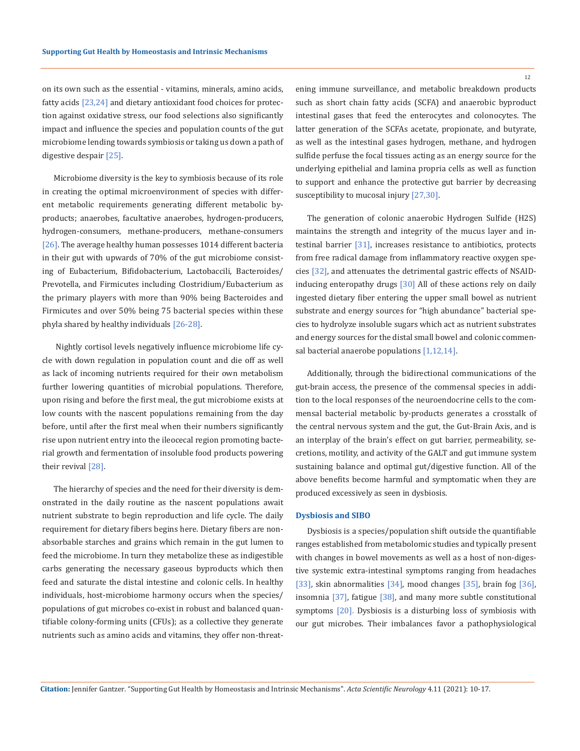on its own such as the essential - vitamins, minerals, amino acids, fatty acids [23,24] and dietary antioxidant food choices for protection against oxidative stress, our food selections also significantly impact and influence the species and population counts of the gut microbiome lending towards symbiosis or taking us down a path of digestive despair [25].

Microbiome diversity is the key to symbiosis because of its role in creating the optimal microenvironment of species with different metabolic requirements generating different metabolic byproducts; anaerobes, facultative anaerobes, hydrogen-producers, hydrogen-consumers, methane-producers, methane-consumers [26]. The average healthy human possesses 1014 different bacteria in their gut with upwards of 70% of the gut microbiome consisting of Eubacterium, Bifidobacterium, Lactobaccili, Bacteroides/Prevotella, and Firmicutes including Clostridium/Eubacterium as the primary players with more than 90% being Bacteroides and Firmicutes and over 50% being 75 bacterial species within these phyla shared by healthy individuals [26-28].

Nightly cortisol levels negatively influence microbiome life cycle with down regulation in population count and die off as well as lack of incoming nutrients required for their own metabolism further lowering quantities of microbial populations. Therefore, upon rising and before the first meal, the gut microbiome exists at low counts with the nascent populations remaining from the day before, until after the first meal when their numbers significantly rise upon nutrient entry into the ileocecal region promoting bacterial growth and fermentation of insoluble food products powering their revival [28].

The hierarchy of species and the need for their diversity is demonstrated in the daily routine as the nascent populations await nutrient substrate to begin reproduction and life cycle. The daily requirement for dietary fibers begins here. Dietary fibers are non-absorbable starches and grains which remain in the gut lumen to feed the microbiome. In turn they metabolize these as indigestible carbs generating the necessary gaseous byproducts which then feed and saturate the distal intestine and colonic cells. In healthy individuals, host-microbiome harmony occurs when the species/populations of gut microbes co-exist in robust and balanced quantifiable colony-forming units (CFUs); as a collective they generate nutrients such as amino acids and vitamins, they offer non-threatening immune surveillance, and metabolic breakdown products such as short chain fatty acids (SCFA) and anaerobic byproduct intestinal gases that feed the enterocytes and colonocytes. The latter generation of the SCFAs acetate, propionate, and butyrate, as well as the intestinal gases hydrogen, methane, and hydrogen sulfide perfuse the focal tissues acting as an energy source for the underlying epithelial and lamina propria cells as well as function to support and enhance the protective gut barrier by decreasing susceptibility to mucosal injury [27,30].

The generation of colonic anaerobic Hydrogen Sulfide (H2S) maintains the strength and integrity of the mucus layer and intestinal barrier [31], increases resistance to antibiotics, protects from free radical damage from inflammatory reactive oxygen species [32], and attenuates the detrimental gastric effects of NSAID-inducing enteropathy drugs [30] All of these actions rely on daily ingested dietary fiber entering the upper small bowel as nutrient substrate and energy sources for "high abundance" bacterial species to hydrolyze insoluble sugars which act as nutrient substrates and energy sources for the distal small bowel and colonic commensal bacterial anaerobe populations [1,12,14].

Additionally, through the bidirectional communications of the gut-brain access, the presence of the commensal species in addition to the local responses of the neuroendocrine cells to the commensal bacterial metabolic by-products generates a crosstalk of the central nervous system and the gut, the Gut-Brain Axis, and is an interplay of the brain's effect on gut barrier, permeability, secretions, motility, and activity of the GALT and gut immune system sustaining balance and optimal gut/digestive function. All of the above benefits become harmful and symptomatic when they are produced excessively as seen in dysbiosis.

### Dysbiosis and SIBO

Dysbiosis is a species/population shift outside the quantifiable ranges established from metabolomic studies and typically present with changes in bowel movements as well as a host of non-digestive systemic extra-intestinal symptoms ranging from headaches [33], skin abnormalities [34], mood changes [35], brain fog [36], insomnia [37], fatigue [38], and many more subtle constitutional symptoms [20]. Dysbiosis is a disturbing loss of symbiosis with our gut microbes. Their imbalances favor a pathophysiological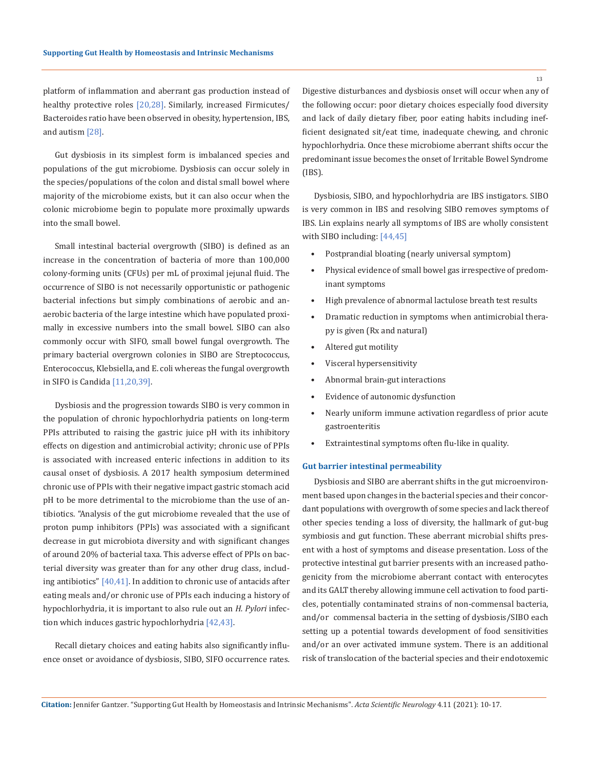platform of inflammation and aberrant gas production instead of healthy protective roles [20,28]. Similarly, increased Firmicutes/Bacteroides ratio have been observed in obesity, hypertension, IBS, and autism [28].

Gut dysbiosis in its simplest form is imbalanced species and populations of the gut microbiome. Dysbiosis can occur solely in the species/populations of the colon and distal small bowel where majority of the microbiome exists, but it can also occur when the colonic microbiome begin to populate more proximally upwards into the small bowel.

Small intestinal bacterial overgrowth (SIBO) is defined as an increase in the concentration of bacteria of more than 100,000 colony-forming units (CFUs) per mL of proximal jejunal fluid. The occurrence of SIBO is not necessarily opportunistic or pathogenic bacterial infections but simply combinations of aerobic and anaerobic bacteria of the large intestine which have populated proximally in excessive numbers into the small bowel. SIBO can also commonly occur with SIFO, small bowel fungal overgrowth. The primary bacterial overgrown colonies in SIBO are Streptococcus, Enterococcus, Klebsiella, and E. coli whereas the fungal overgrowth in SIFO is Candida [11,20,39].

Dysbiosis and the progression towards SIBO is very common in the population of chronic hypochlorhydria patients on long-term PPIs attributed to raising the gastric juice pH with its inhibitory effects on digestion and antimicrobial activity; chronic use of PPIs is associated with increased enteric infections in addition to its causal onset of dysbiosis. A 2017 health symposium determined chronic use of PPIs with their negative impact gastric stomach acid pH to be more detrimental to the microbiome than the use of antibiotics. "Analysis of the gut microbiome revealed that the use of proton pump inhibitors (PPIs) was associated with a significant decrease in gut microbiota diversity and with significant changes of around 20% of bacterial taxa. This adverse effect of PPIs on bacterial diversity was greater than for any other drug class, including antibiotics" [40,41]. In addition to chronic use of antacids after eating meals and/or chronic use of PPIs each inducing a history of hypochlorhydria, it is important to also rule out an *H. Pylori* infection which induces gastric hypochlorhydria [42,43].

Recall dietary choices and eating habits also significantly influence onset or avoidance of dysbiosis, SIBO, SIFO occurrence rates. Digestive disturbances and dysbiosis onset will occur when any of the following occur: poor dietary choices especially food diversity and lack of daily dietary fiber, poor eating habits including inefficient designated sit/eat time, inadequate chewing, and chronic hypochlorhydria. Once these microbiome aberrant shifts occur the predominant issue becomes the onset of Irritable Bowel Syndrome (IBS).

Dysbiosis, SIBO, and hypochlorhydria are IBS instigators. SIBO is very common in IBS and resolving SIBO removes symptoms of IBS. Lin explains nearly all symptoms of IBS are wholly consistent with SIBO including: [44,45]

- Postprandial bloating (nearly universal symptom)
- Physical evidence of small bowel gas irrespective of predominant symptoms
- High prevalence of abnormal lactulose breath test results
- Dramatic reduction in symptoms when antimicrobial therapy is given (Rx and natural)
- Altered gut motility
- Visceral hypersensitivity
- Abnormal brain-gut interactions
- Evidence of autonomic dysfunction
- Nearly uniform immune activation regardless of prior acute gastroenteritis
- Extraintestinal symptoms often flu-like in quality.

## Gut barrier intestinal permeability

Dysbiosis and SIBO are aberrant shifts in the gut microenvironment based upon changes in the bacterial species and their concordant populations with overgrowth of some species and lack thereof other species tending a loss of diversity, the hallmark of gut-bug symbiosis and gut function. These aberrant microbial shifts present with a host of symptoms and disease presentation. Loss of the protective intestinal gut barrier presents with an increased pathogenicity from the microbiome aberrant contact with enterocytes and its GALT thereby allowing immune cell activation to food particles, potentially contaminated strains of non-commensal bacteria, and/or commensal bacteria in the setting of dysbiosis/SIBO each setting up a potential towards development of food sensitivities and/or an over activated immune system. There is an additional risk of translocation of the bacterial species and their endotoxemic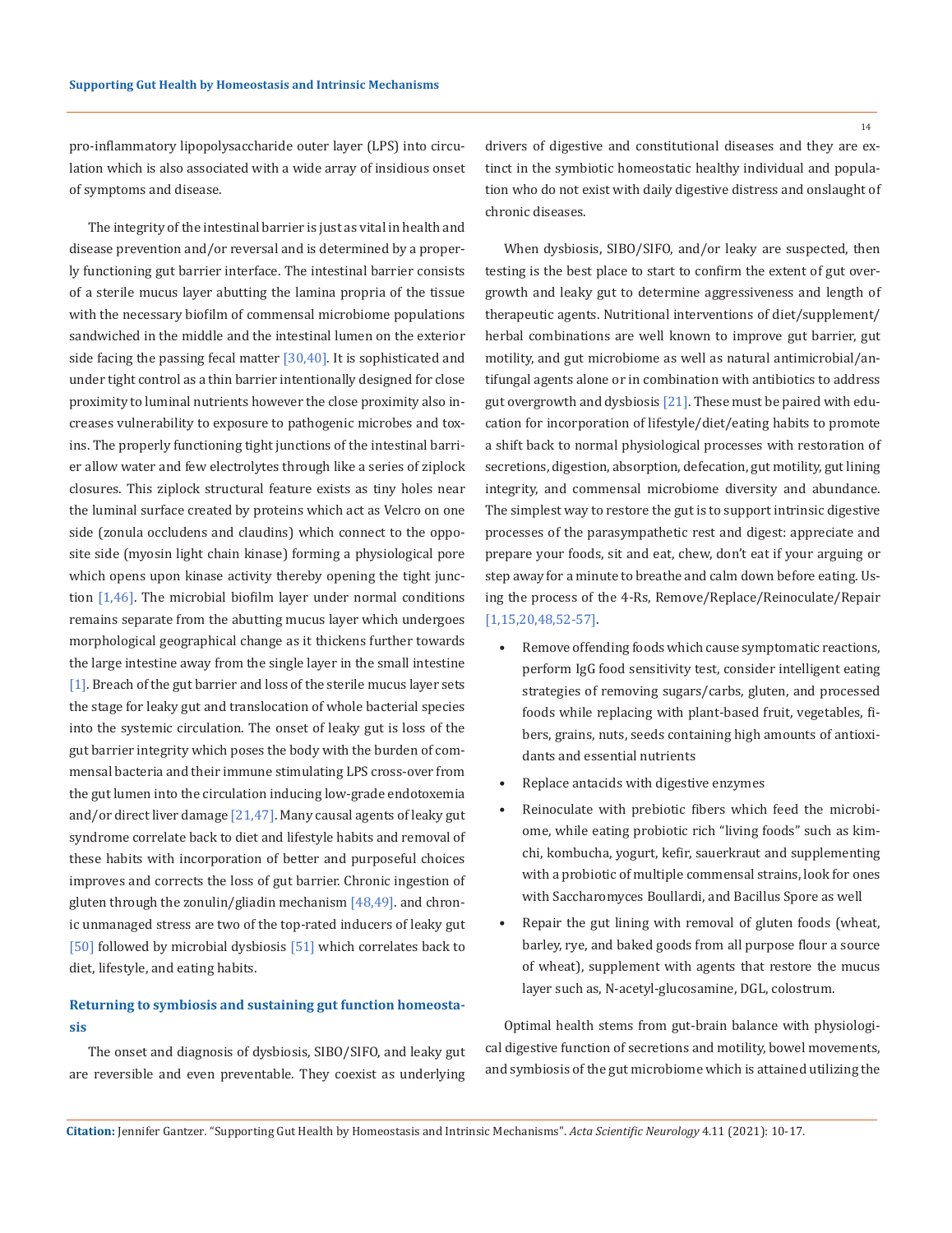pro-inflammatory lipopolysaccharide outer layer (LPS) into circulation which is also associated with a wide array of insidious onset of symptoms and disease.

The integrity of the intestinal barrier is just as vital in health and disease prevention and/or reversal and is determined by a properly functioning gut barrier interface. The intestinal barrier consists of a sterile mucus layer abutting the lamina propria of the tissue with the necessary biofilm of commensal microbiome populations sandwiched in the middle and the intestinal lumen on the exterior side facing the passing fecal matter [30,40]. It is sophisticated and under tight control as a thin barrier intentionally designed for close proximity to luminal nutrients however the close proximity also increases vulnerability to exposure to pathogenic microbes and toxins. The properly functioning tight junctions of the intestinal barrier allow water and few electrolytes through like a series of ziplock closures. This ziplock structural feature exists as tiny holes near the luminal surface created by proteins which act as Velcro on one side (zonula occludens and claudins) which connect to the opposite side (myosin light chain kinase) forming a physiological pore which opens upon kinase activity thereby opening the tight junction [1,46]. The microbial biofilm layer under normal conditions remains separate from the abutting mucus layer which undergoes morphological geographical change as it thickens further towards the large intestine away from the single layer in the small intestine [1]. Breach of the gut barrier and loss of the sterile mucus layer sets the stage for leaky gut and translocation of whole bacterial species into the systemic circulation. The onset of leaky gut is loss of the gut barrier integrity which poses the body with the burden of commensal bacteria and their immune stimulating LPS cross-over from the gut lumen into the circulation inducing low-grade endotoxemia and/or direct liver damage [21,47]. Many causal agents of leaky gut syndrome correlate back to diet and lifestyle habits and removal of these habits with incorporation of better and purposeful choices improves and corrects the loss of gut barrier. Chronic ingestion of gluten through the zonulin/gliadin mechanism [48,49]. and chronic unmanaged stress are two of the top-rated inducers of leaky gut [50] followed by microbial dysbiosis [51] which correlates back to diet, lifestyle, and eating habits.

## Returning to symbiosis and sustaining gut function homeostasis

The onset and diagnosis of dysbiosis, SIBO/SIFO, and leaky gut are reversible and even preventable. They coexist as underlying drivers of digestive and constitutional diseases and they are extinct in the symbiotic homeostatic healthy individual and population who do not exist with daily digestive distress and onslaught of chronic diseases.

When dysbiosis, SIBO/SIFO, and/or leaky are suspected, then testing is the best place to start to confirm the extent of gut overgrowth and leaky gut to determine aggressiveness and length of therapeutic agents. Nutritional interventions of diet/supplement/herbal combinations are well known to improve gut barrier, gut motility, and gut microbiome as well as natural antimicrobial/antifungal agents alone or in combination with antibiotics to address gut overgrowth and dysbiosis [21]. These must be paired with education for incorporation of lifestyle/diet/eating habits to promote a shift back to normal physiological processes with restoration of secretions, digestion, absorption, defecation, gut motility, gut lining integrity, and commensal microbiome diversity and abundance. The simplest way to restore the gut is to support intrinsic digestive processes of the parasympathetic rest and digest: appreciate and prepare your foods, sit and eat, chew, don't eat if your arguing or step away for a minute to breathe and calm down before eating. Using the process of the 4-Rs, Remove/Replace/Reinoculate/Repair [1,15,20,48,52-57].

- Remove offending foods which cause symptomatic reactions, perform IgG food sensitivity test, consider intelligent eating strategies of removing sugars/carbs, gluten, and processed foods while replacing with plant-based fruit, vegetables, fibers, grains, nuts, seeds containing high amounts of antioxidants and essential nutrients
- Replace antacids with digestive enzymes
- Reinoculate with prebiotic fibers which feed the microbiome, while eating probiotic rich "living foods" such as kimchi, kombucha, yogurt, kefir, sauerkraut and supplementing with a probiotic of multiple commensal strains, look for ones with Saccharomyces Boulardi, and Bacillus Spore as well
- Repair the gut lining with removal of gluten foods (wheat, barley, rye, and baked goods from all purpose flour a source of wheat), supplement with agents that restore the mucus layer such as, N-acetyl-glucosamine, DGL, colostrum.

Optimal health stems from gut-brain balance with physiological digestive function of secretions and motility, bowel movements, and symbiosis of the gut microbiome which is attained utilizing the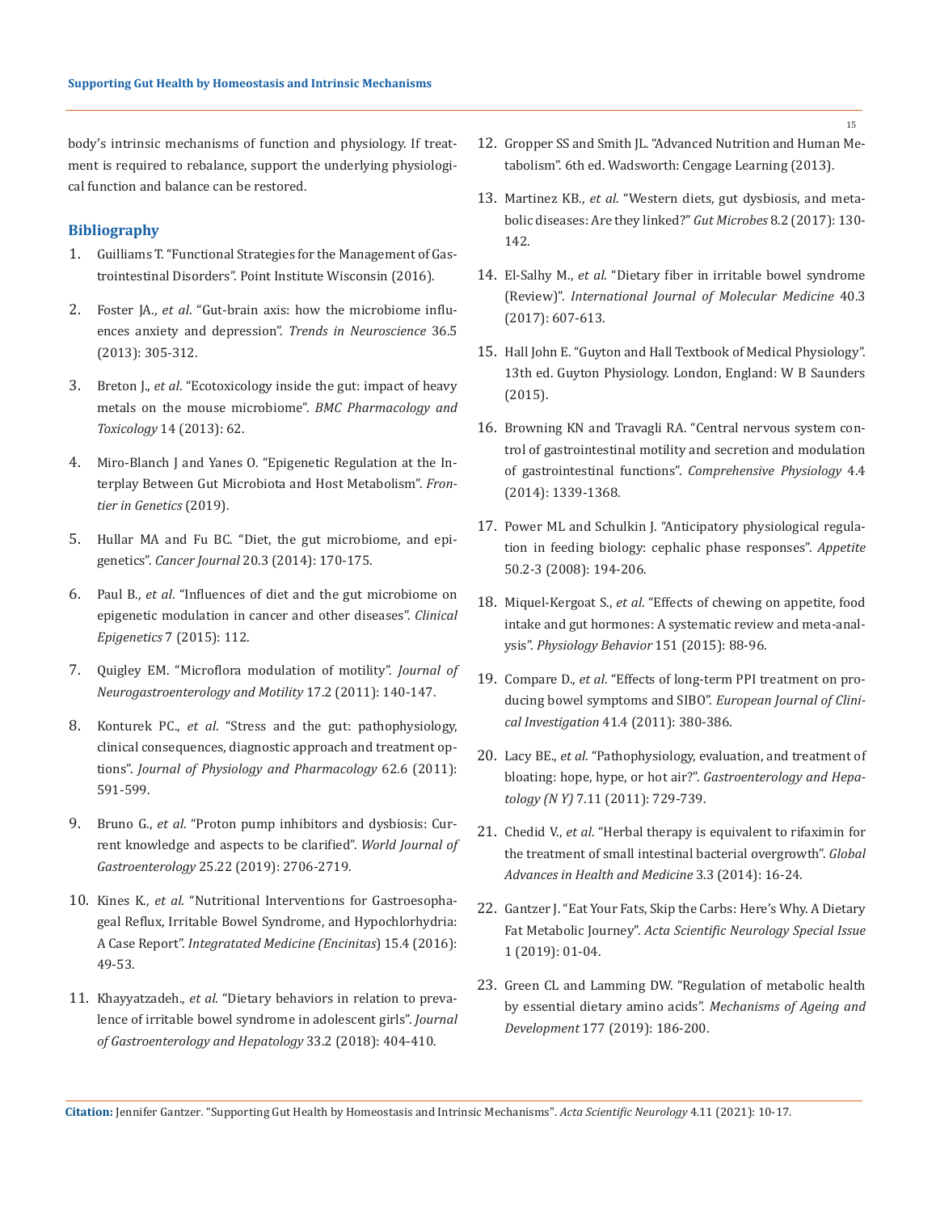body's intrinsic mechanisms of function and physiology. If treatment is required to rebalance, support the underlying physiological function and balance can be restored.

## Bibliography

1. Guilliams T. "Functional Strategies for the Management of Gastrointestinal Disorders". Point Institute Wisconsin (2016).
2. Foster JA., *et al*. "Gut-brain axis: how the microbiome influences anxiety and depression". *Trends in Neuroscience* 36.5 (2013): 305-312.
3. Breton J., *et al*. "Ecotoxicology inside the gut: impact of heavy metals on the mouse microbiome". *BMC Pharmacology and Toxicology* 14 (2013): 62.
4. Miro-Blanch J and Yanes O. "Epigenetic Regulation at the Interplay Between Gut Microbiota and Host Metabolism". *Frontier in Genetics* (2019).
5. Hullar MA and Fu BC. "Diet, the gut microbiome, and epigenetics". *Cancer Journal* 20.3 (2014): 170-175.
6. Paul B., *et al*. "Influences of diet and the gut microbiome on epigenetic modulation in cancer and other diseases". *Clinical Epigenetics* 7 (2015): 112.
7. Quigley EM. "Microflora modulation of motility". *Journal of Neurogastroenterology and Motility* 17.2 (2011): 140-147.
8. Konturek PC., *et al*. "Stress and the gut: pathophysiology, clinical consequences, diagnostic approach and treatment options". *Journal of Physiology and Pharmacology* 62.6 (2011): 591-599.
9. Bruno G., *et al*. "Proton pump inhibitors and dysbiosis: Current knowledge and aspects to be clarified". *World Journal of Gastroenterology* 25.22 (2019): 2706-2719.
10. Kines K., *et al.* "Nutritional Interventions for Gastroesophageal Reflux, Irritable Bowel Syndrome, and Hypochlorhydria: A Case Report". *Integratated Medicine (Encinitas*) 15.4 (2016): 49-53.
11. Khayyatzadeh., *et al.* "Dietary behaviors in relation to prevalence of irritable bowel syndrome in adolescent girls". *Journal of Gastroenterology and Hepatology* 33.2 (2018): 404-410.
12. Gropper SS and Smith JL. "Advanced Nutrition and Human Metabolism". 6th ed. Wadsworth: Cengage Learning (2013).
13. Martinez KB., *et al*. "Western diets, gut dysbiosis, and metabolic diseases: Are they linked?" *Gut Microbes* 8.2 (2017): 130-142.
14. El-Salhy M., *et al*. "Dietary fiber in irritable bowel syndrome (Review)". *International Journal of Molecular Medicine* 40.3 (2017): 607-613.
15. Hall John E. "Guyton and Hall Textbook of Medical Physiology". 13th ed. Guyton Physiology. London, England: W B Saunders (2015).
16. Browning KN and Travagli RA. "Central nervous system control of gastrointestinal motility and secretion and modulation of gastrointestinal functions". *Comprehensive Physiology* 4.4 (2014): 1339-1368.
17. Power ML and Schulkin J. "Anticipatory physiological regulation in feeding biology: cephalic phase responses". *Appetite* 50.2-3 (2008): 194-206.
18. Miquel-Kergoat S., *et al*. "Effects of chewing on appetite, food intake and gut hormones: A systematic review and meta-analysis". *Physiology Behavior* 151 (2015): 88-96.
19. Compare D., *et al*. "Effects of long-term PPI treatment on producing bowel symptoms and SIBO". *European Journal of Clinical Investigation* 41.4 (2011): 380-386.
20. Lacy BE., *et al*. "Pathophysiology, evaluation, and treatment of bloating: hope, hype, or hot air?". *Gastroenterology and Hepatology (N Y)* 7.11 (2011): 729-739.
21. Chedid V., *et al*. "Herbal therapy is equivalent to rifaximin for the treatment of small intestinal bacterial overgrowth". *Global Advances in Health and Medicine* 3.3 (2014): 16-24.
22. Gantzer J. "Eat Your Fats, Skip the Carbs: Here's Why. A Dietary Fat Metabolic Journey". *Acta Scientific Neurology Special Issue* 1 (2019): 01-04.
23. Green CL and Lamming DW. "Regulation of metabolic health by essential dietary amino acids". *Mechanisms of Ageing and Development* 177 (2019): 186-200.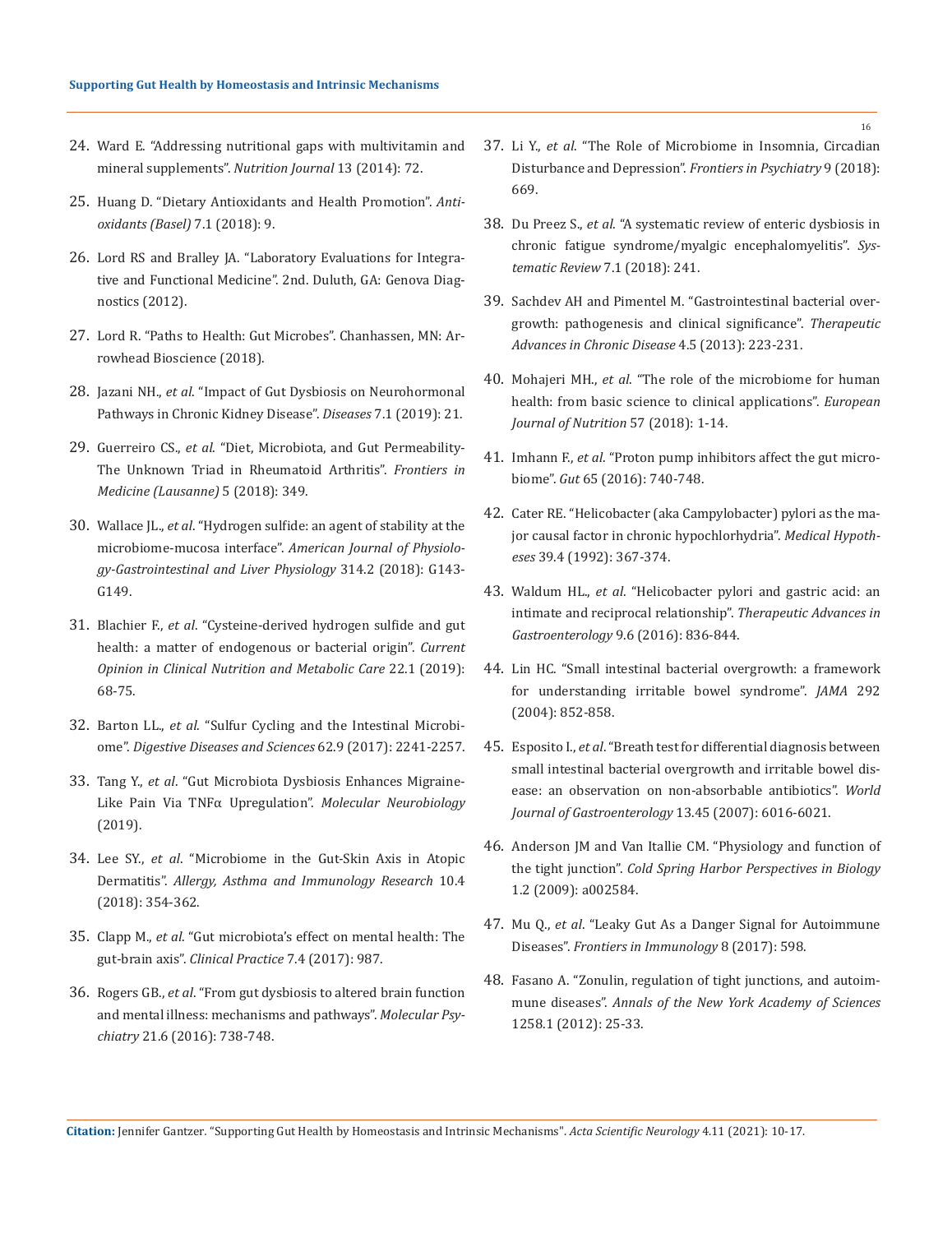24. Ward E. "Addressing nutritional gaps with multivitamin and mineral supplements". *Nutrition Journal* 13 (2014): 72.
25. Huang D. "Dietary Antioxidants and Health Promotion". *Antioxidants (Basel)* 7.1 (2018): 9.
26. Lord RS and Bralley JA. "Laboratory Evaluations for Integrative and Functional Medicine". 2nd. Duluth, GA: Genova Diagnostics (2012).
27. Lord R. "Paths to Health: Gut Microbes". Chanhassen, MN: Arrowhead Bioscience (2018).
28. Jazani NH., *et al*. "Impact of Gut Dysbiosis on Neurohormonal Pathways in Chronic Kidney Disease". *Diseases* 7.1 (2019): 21.
29. Guerreiro CS., *et al*. "Diet, Microbiota, and Gut Permeability-The Unknown Triad in Rheumatoid Arthritis". *Frontiers in Medicine (Lausanne)* 5 (2018): 349.
30. Wallace JL., *et al*. "Hydrogen sulfide: an agent of stability at the microbiome-mucosa interface". *American Journal of Physiology-Gastrointestinal and Liver Physiology* 314.2 (2018): G143-G149.
31. Blachier F., *et al*. "Cysteine-derived hydrogen sulfide and gut health: a matter of endogenous or bacterial origin". *Current Opinion in Clinical Nutrition and Metabolic Care* 22.1 (2019): 68-75.
32. Barton LL., *et al.* "Sulfur Cycling and the Intestinal Microbiome". *Digestive Diseases and Sciences* 62.9 (2017): 2241-2257.
33. Tang Y., *et al*. "Gut Microbiota Dysbiosis Enhances Migraine-Like Pain Via TNFα Upregulation". *Molecular Neurobiology* (2019).
34. Lee SY., *et al*. "Microbiome in the Gut-Skin Axis in Atopic Dermatitis". *Allergy, Asthma and Immunology Research* 10.4 (2018): 354-362.
35. Clapp M., *et al*. "Gut microbiota's effect on mental health: The gut-brain axis". *Clinical Practice* 7.4 (2017): 987.
36. Rogers GB., *et al*. "From gut dysbiosis to altered brain function and mental illness: mechanisms and pathways". *Molecular Psychiatry* 21.6 (2016): 738-748.
37. Li Y., *et al*. "The Role of Microbiome in Insomnia, Circadian Disturbance and Depression". *Frontiers in Psychiatry* 9 (2018): 669.
38. Du Preez S., *et al*. "A systematic review of enteric dysbiosis in chronic fatigue syndrome/myalgic encephalomyelitis". *Systematic Review* 7.1 (2018): 241.
39. Sachdev AH and Pimentel M. "Gastrointestinal bacterial overgrowth: pathogenesis and clinical significance". *Therapeutic Advances in Chronic Disease* 4.5 (2013): 223-231.
40. Mohajeri MH., *et al*. "The role of the microbiome for human health: from basic science to clinical applications". *European Journal of Nutrition* 57 (2018): 1-14.
41. Imhann F., *et al*. "Proton pump inhibitors affect the gut microbiome". *Gut* 65 (2016): 740-748.
42. Cater RE. "Helicobacter (aka Campylobacter) pylori as the major causal factor in chronic hypochlorhydria". *Medical Hypotheses* 39.4 (1992): 367-374.
43. Waldum HL., *et al*. "Helicobacter pylori and gastric acid: an intimate and reciprocal relationship". *Therapeutic Advances in Gastroenterology* 9.6 (2016): 836-844.
44. Lin HC. "Small intestinal bacterial overgrowth: a framework for understanding irritable bowel syndrome". *JAMA* 292 (2004): 852-858.
45. Esposito I., *et al*. "Breath test for differential diagnosis between small intestinal bacterial overgrowth and irritable bowel disease: an observation on non-absorbable antibiotics". *World Journal of Gastroenterology* 13.45 (2007): 6016-6021.
46. Anderson JM and Van Itallie CM. "Physiology and function of the tight junction". *Cold Spring Harbor Perspectives in Biology* 1.2 (2009): a002584.
47. Mu Q., *et al*. "Leaky Gut As a Danger Signal for Autoimmune Diseases". *Frontiers in Immunology* 8 (2017): 598.
48. Fasano A. "Zonulin, regulation of tight junctions, and autoimmune diseases". *Annals of the New York Academy of Sciences* 1258.1 (2012): 25-33.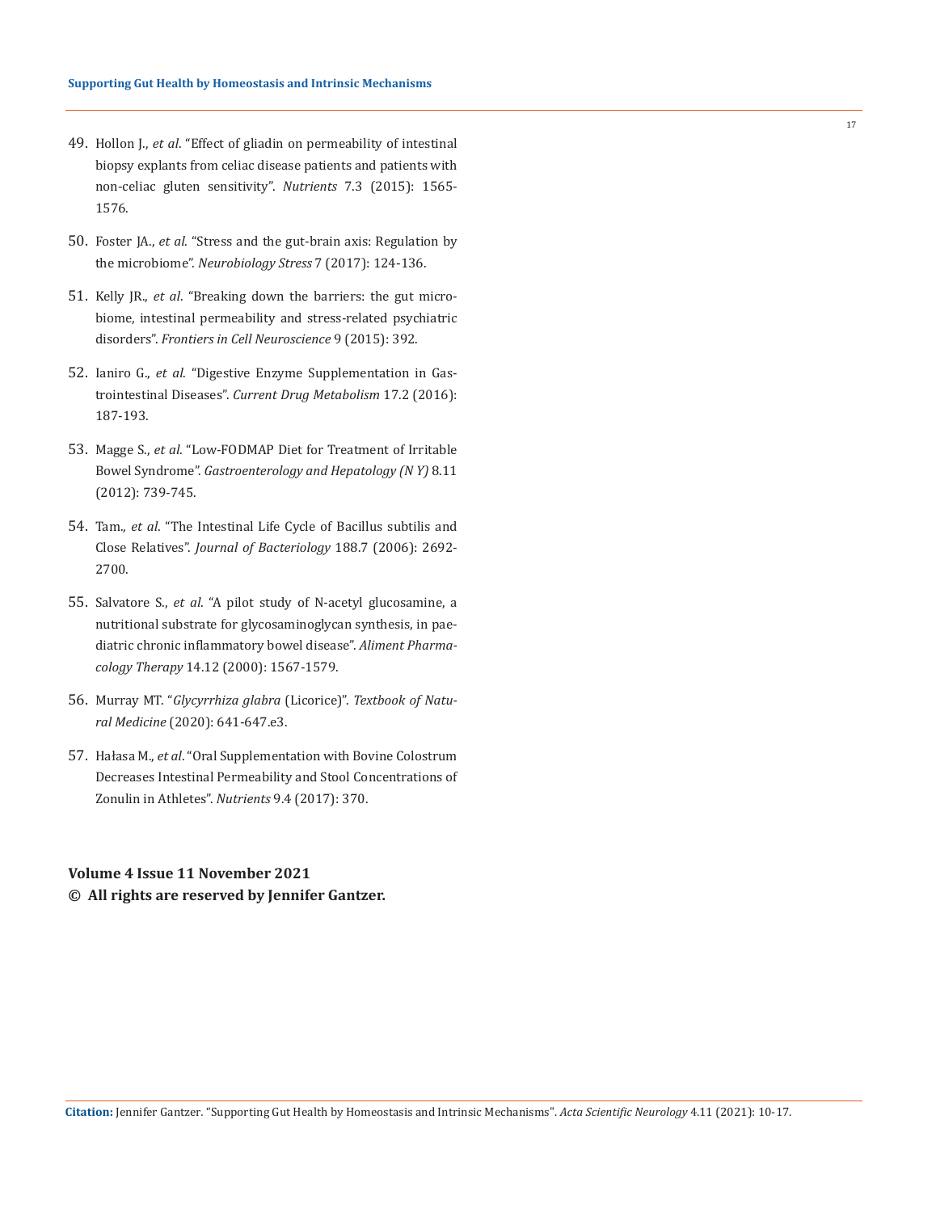49. Hollon J., *et al*. "Effect of gliadin on permeability of intestinal biopsy explants from celiac disease patients and patients with non-celiac gluten sensitivity". *Nutrients* 7.3 (2015): 1565-1576.

50. Foster JA., *et al*. "Stress and the gut-brain axis: Regulation by the microbiome". *Neurobiology Stress* 7 (2017): 124-136.

51. Kelly JR., *et al*. "Breaking down the barriers: the gut microbiome, intestinal permeability and stress-related psychiatric disorders". *Frontiers in Cell Neuroscience* 9 (2015): 392.

52. Ianiro G., *et al*. "Digestive Enzyme Supplementation in Gastrointestinal Diseases". *Current Drug Metabolism* 17.2 (2016): 187-193.

53. Magge S., *et al*. "Low-FODMAP Diet for Treatment of Irritable Bowel Syndrome". *Gastroenterology and Hepatology (N Y)* 8.11 (2012): 739-745.

54. Tam., *et al*. "The Intestinal Life Cycle of Bacillus subtilis and Close Relatives". *Journal of Bacteriology* 188.7 (2006): 2692-2700.

55. Salvatore S., *et al*. "A pilot study of N-acetyl glucosamine, a nutritional substrate for glycosaminoglycan synthesis, in paediatric chronic inflammatory bowel disease". *Aliment Pharmacology Therapy* 14.12 (2000): 1567-1579.

56. Murray MT. "*Glycyrrhiza glabra* (Licorice)". *Textbook of Natural Medicine* (2020): 641-647.e3.

57. Hałasa M., *et al*. "Oral Supplementation with Bovine Colostrum Decreases Intestinal Permeability and Stool Concentrations of Zonulin in Athletes". *Nutrients* 9.4 (2017): 370.

**Volume 4 Issue 11 November 2021**
**© All rights are reserved by Jennifer Gantzer.**